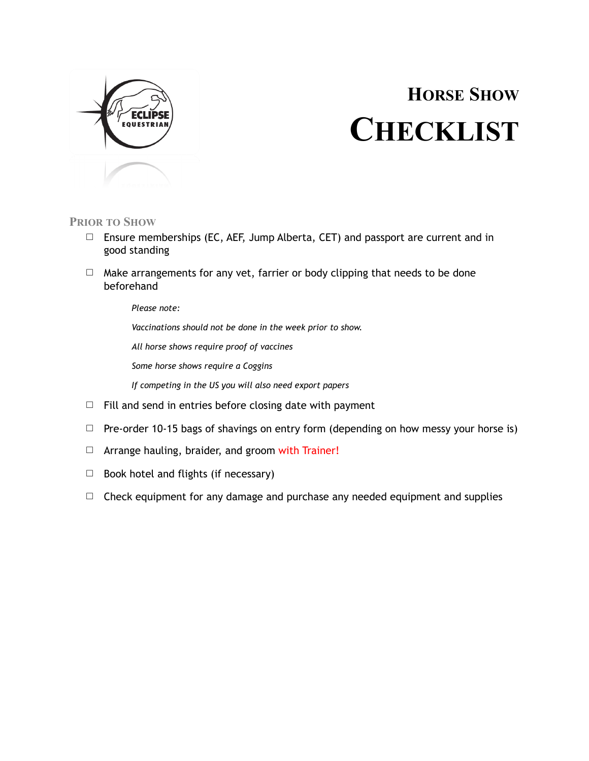# HORSE SHOW CHECKLIST

## PRIOR TO SHOW

- ☐ Ensure memberships (EC, AEF, Jump Alberta, CET) and passport are current and in good standing
- ☐ Make arrangements for any vet, farrier or body clipping that needs to be done beforehand

  *Please note:*

  *Vaccinations should not be done in the week prior to show.*

  *All horse shows require proof of vaccines*

  *Some horse shows require a Coggins*

  *If competing in the US you will also need export papers*

- ☐ Fill and send in entries before closing date with payment
- ☐ Pre-order 10-15 bags of shavings on entry form (depending on how messy your horse is)
- ☐ Arrange hauling, braider, and groom with Trainer!
- ☐ Book hotel and flights (if necessary)
- ☐ Check equipment for any damage and purchase any needed equipment and supplies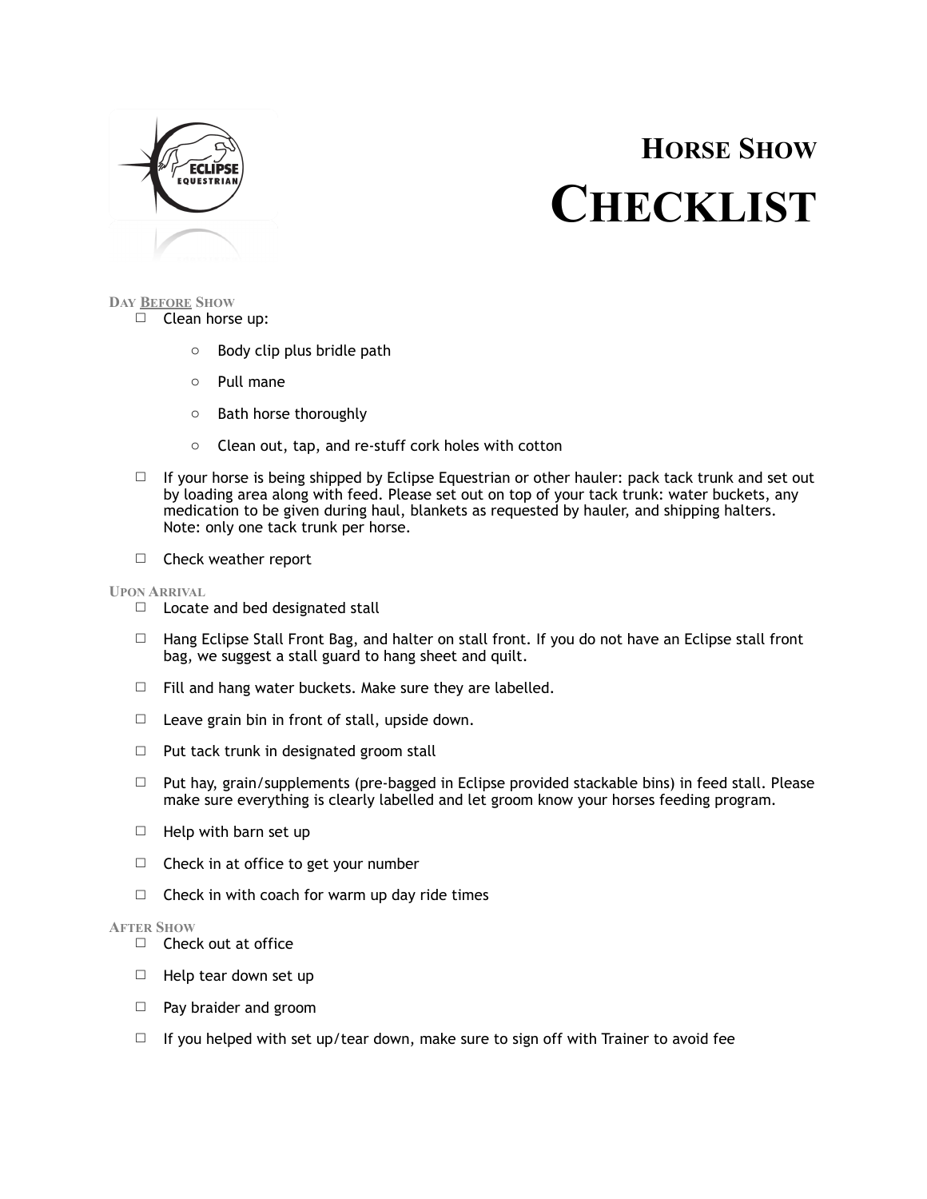# Horse Show

# Checklist

### Day Before Show

- ☐ Clean horse up:
  - Body clip plus bridle path
  - Pull mane
  - Bath horse thoroughly
  - Clean out, tap, and re-stuff cork holes with cotton
- ☐ If your horse is being shipped by Eclipse Equestrian or other hauler: pack tack trunk and set out by loading area along with feed. Please set out on top of your tack trunk: water buckets, any medication to be given during haul, blankets as requested by hauler, and shipping halters. Note: only one tack trunk per horse.
- ☐ Check weather report

### Upon Arrival

- ☐ Locate and bed designated stall
- ☐ Hang Eclipse Stall Front Bag, and halter on stall front. If you do not have an Eclipse stall front bag, we suggest a stall guard to hang sheet and quilt.
- ☐ Fill and hang water buckets. Make sure they are labelled.
- ☐ Leave grain bin in front of stall, upside down.
- ☐ Put tack trunk in designated groom stall
- ☐ Put hay, grain/supplements (pre-bagged in Eclipse provided stackable bins) in feed stall. Please make sure everything is clearly labelled and let groom know your horses feeding program.
- ☐ Help with barn set up
- ☐ Check in at office to get your number
- ☐ Check in with coach for warm up day ride times

### After Show

- ☐ Check out at office
- ☐ Help tear down set up
- ☐ Pay braider and groom
- ☐ If you helped with set up/tear down, make sure to sign off with Trainer to avoid fee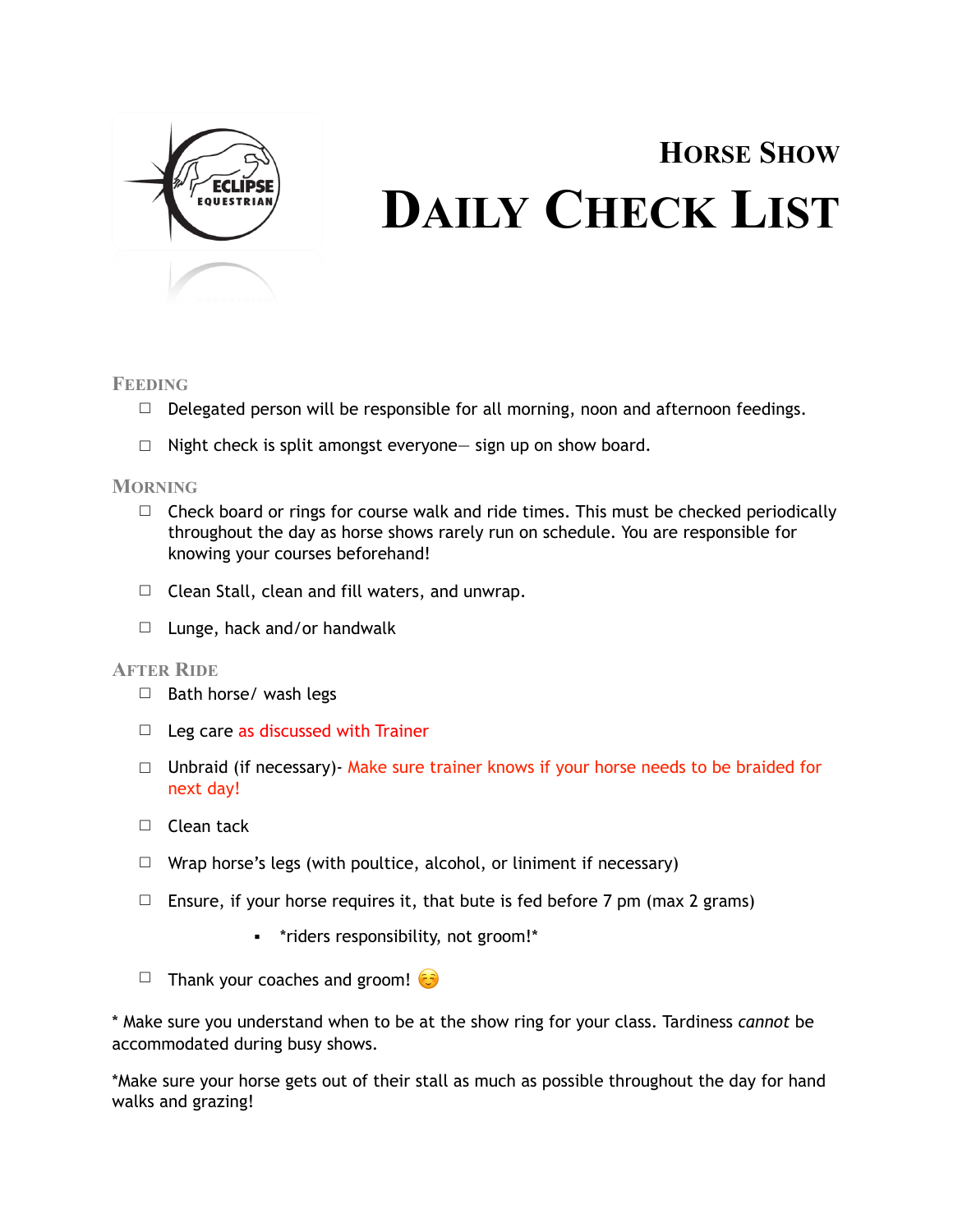# Horse Show

# Daily Check List

### Feeding

- ☐ Delegated person will be responsible for all morning, noon and afternoon feedings.
- ☐ Night check is split amongst everyone— sign up on show board.

### Morning

- ☐ Check board or rings for course walk and ride times. This must be checked periodically throughout the day as horse shows rarely run on schedule. You are responsible for knowing your courses beforehand!
- ☐ Clean Stall, clean and fill waters, and unwrap.
- ☐ Lunge, hack and/or handwalk

### After Ride

- ☐ Bath horse/ wash legs
- ☐ Leg care as discussed with Trainer
- ☐ Unbraid (if necessary)- Make sure trainer knows if your horse needs to be braided for next day!
- ☐ Clean tack
- ☐ Wrap horse's legs (with poultice, alcohol, or liniment if necessary)
- ☐ Ensure, if your horse requires it, that bute is fed before 7 pm (max 2 grams)
  - *riders responsibility, not groom!*
- ☐ Thank your coaches and groom! ☺️

* Make sure you understand when to be at the show ring for your class. Tardiness *cannot* be accommodated during busy shows.

*Make sure your horse gets out of their stall as much as possible throughout the day for hand walks and grazing!